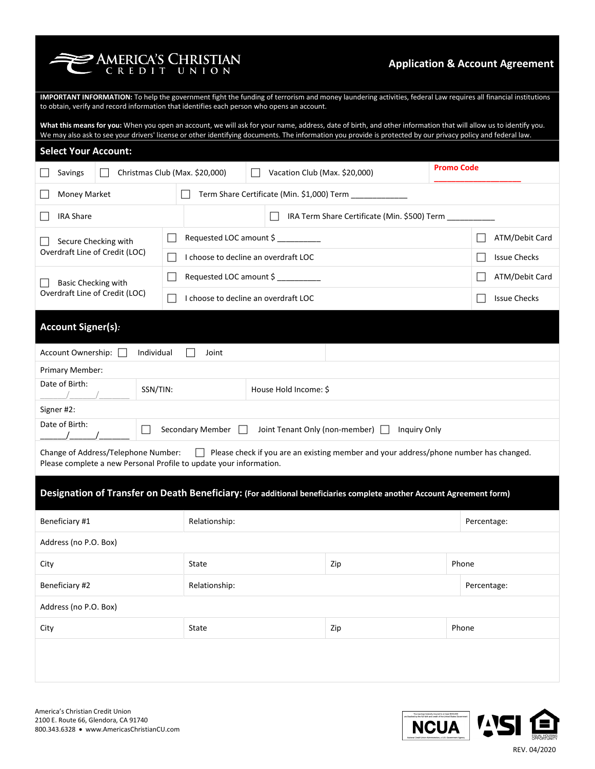# AMERICA'S CHRISTIAN CREDIT UNION

## Application & Account Agreement

**IMPORTANT INFORMATION:** To help the government fight the funding of terrorism and money laundering activities, federal Law requires all financial institutions to obtain, verify and record information that identifies each person who opens an account.

**What this means for you:** When you open an account, we will ask for your name, address, date of birth, and other information that will allow us to identify you. We may also ask to see your drivers' license or other identifying documents. The information you provide is protected by our privacy policy and federal law.

## Select Your Account:

| | | | |
|---|---|---|---|
| ☐ Savings | ☐ Christmas Club (Max. $20,000) | ☐ Vacation Club (Max. $20,000) | Promo Code ____________________ |
| ☐ Money Market | ☐ Term Share Certificate (Min. $1,000) Term _____________ | | |
| ☐ IRA Share | | ☐ IRA Term Share Certificate (Min. $500) Term ___________ | |

| | | |
|---|---|---|
| ☐ Secure Checking with Overdraft Line of Credit (LOC) | ☐ Requested LOC amount $ __________ | ☐ ATM/Debit Card |
| | ☐ I choose to decline an overdraft LOC | ☐ Issue Checks |
| ☐ Basic Checking with Overdraft Line of Credit (LOC) | ☐ Requested LOC amount $ __________ | ☐ ATM/Debit Card |
| | ☐ I choose to decline an overdraft LOC | ☐ Issue Checks |

## Account Signer(s):

Account Ownership: ☐ Individual ☐ Joint

Primary Member:

| | | |
|---|---|---|
| Date of Birth: ______/______/_______ | SSN/TIN: | House Hold Income: $ |

Signer #2:

| | |
|---|---|
| Date of Birth: ______/______/_______ | ☐ Secondary Member ☐ Joint Tenant Only (non-member) ☐ Inquiry Only |

Change of Address/Telephone Number: ☐ Please check if you are an existing member and your address/phone number has changed. Please complete a new Personal Profile to update your information.

## Designation of Transfer on Death Beneficiary: (For additional beneficiaries complete another Account Agreement form)

| | | | |
|---|---|---|---|
| Beneficiary #1 | Relationship: | | Percentage: |
| Address (no P.O. Box) | | | |
| City | State | Zip | Phone |
| Beneficiary #2 | Relationship: | | Percentage: |
| Address (no P.O. Box) | | | |
| City | State | Zip | Phone |

America's Christian Credit Union
2100 E. Route 66, Glendora, CA 91740
800.343.6328 • www.AmericasChristianCU.com

REV. 04/2020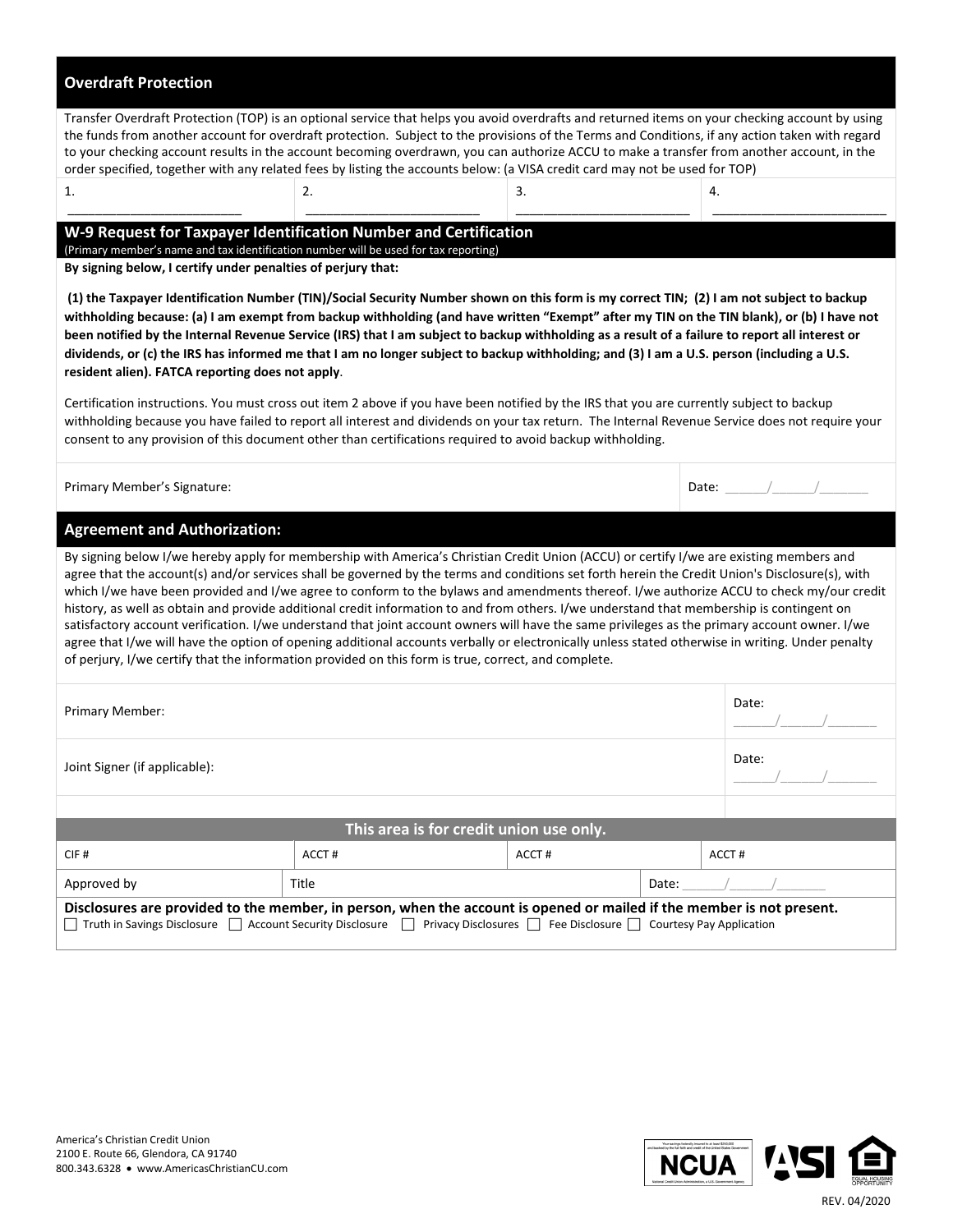## Overdraft Protection

Transfer Overdraft Protection (TOP) is an optional service that helps you avoid overdrafts and returned items on your checking account by using the funds from another account for overdraft protection. Subject to the provisions of the Terms and Conditions, if any action taken with regard to your checking account results in the account becoming overdrawn, you can authorize ACCU to make a transfer from another account, in the order specified, together with any related fees by listing the accounts below: (a VISA credit card may not be used for TOP)

| 1. ______________________ | 2. ______________________ | 3. ______________________ | 4. ______________________ |
|---|---|---|---|

## W-9 Request for Taxpayer Identification Number and Certification

(Primary member's name and tax identification number will be used for tax reporting)

**By signing below, I certify under penalties of perjury that:**

**(1) the Taxpayer Identification Number (TIN)/Social Security Number shown on this form is my correct TIN; (2) I am not subject to backup withholding because: (a) I am exempt from backup withholding (and have written "Exempt" after my TIN on the TIN blank), or (b) I have not been notified by the Internal Revenue Service (IRS) that I am subject to backup withholding as a result of a failure to report all interest or dividends, or (c) the IRS has informed me that I am no longer subject to backup withholding; and (3) I am a U.S. person (including a U.S. resident alien). FATCA reporting does not apply**.

Certification instructions. You must cross out item 2 above if you have been notified by the IRS that you are currently subject to backup withholding because you have failed to report all interest and dividends on your tax return. The Internal Revenue Service does not require your consent to any provision of this document other than certifications required to avoid backup withholding.

| Primary Member's Signature: | Date: ______/______/_______ |
|---|---|

## Agreement and Authorization:

By signing below I/we hereby apply for membership with America's Christian Credit Union (ACCU) or certify I/we are existing members and agree that the account(s) and/or services shall be governed by the terms and conditions set forth herein the Credit Union's Disclosure(s), with which I/we have been provided and I/we agree to conform to the bylaws and amendments thereof. I/we authorize ACCU to check my/our credit history, as well as obtain and provide additional credit information to and from others. I/we understand that membership is contingent on satisfactory account verification. I/we understand that joint account owners will have the same privileges as the primary account owner. I/we agree that I/we will have the option of opening additional accounts verbally or electronically unless stated otherwise in writing. Under penalty of perjury, I/we certify that the information provided on this form is true, correct, and complete.

| Primary Member: | Date: ______/______/_______ |
|---|---|
| Joint Signer (if applicable): | Date: ______/______/_______ |

| This area is for credit union use only. | | | | |
|---|---|---|---|---|
| CIF # | ACCT # | ACCT # | | ACCT # |
| Approved by | Title | | Date: ______/______/_______ | |

**Disclosures are provided to the member, in person, when the account is opened or mailed if the member is not present.**

☐ Truth in Savings Disclosure ☐ Account Security Disclosure ☐ Privacy Disclosures ☐ Fee Disclosure ☐ Courtesy Pay Application

America's Christian Credit Union
2100 E. Route 66, Glendora, CA 91740
800.343.6328 • www.AmericasChristianCU.com

REV. 04/2020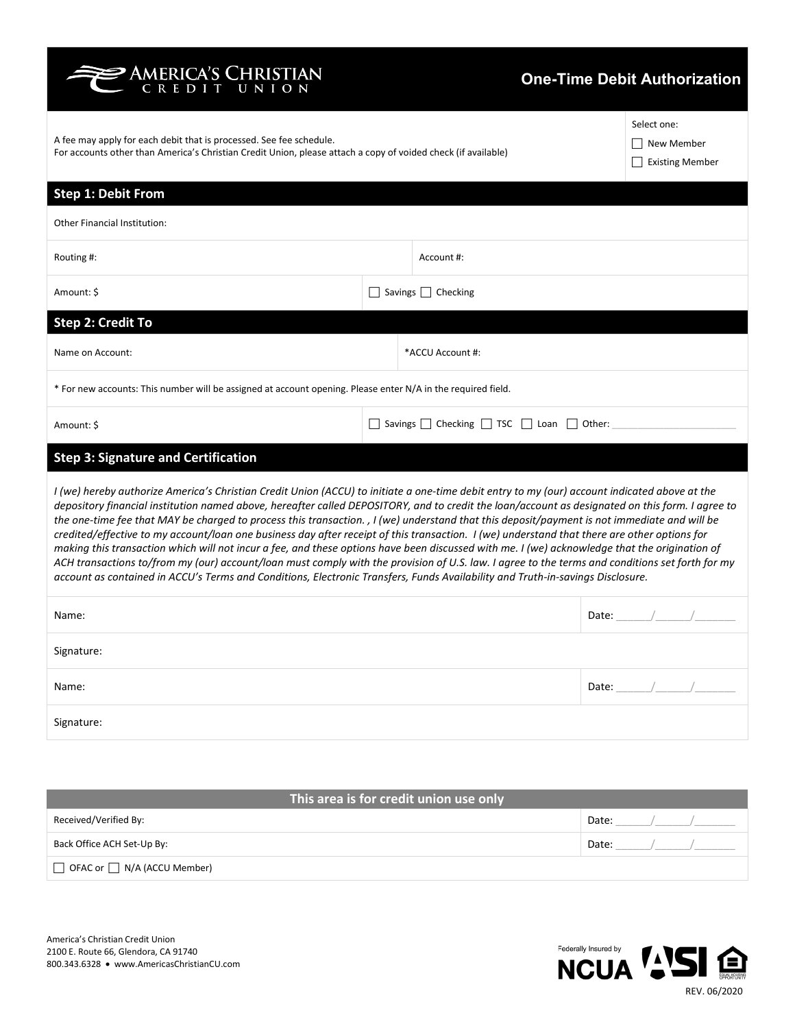AMERICA'S CHRISTIAN CREDIT UNION

# One-Time Debit Authorization

| | |
|---|---|
| A fee may apply for each debit that is processed. See fee schedule.<br>For accounts other than America's Christian Credit Union, please attach a copy of voided check (if available) | Select one:<br>☐ New Member<br>☐ Existing Member |

## Step 1: Debit From

| | |
|---|---|
| Other Financial Institution: | |
| Routing #: | Account #: |
| Amount: $ | ☐ Savings ☐ Checking |

## Step 2: Credit To

| | |
|---|---|
| Name on Account: | *ACCU Account #: |
| * For new accounts: This number will be assigned at account opening. Please enter N/A in the required field. | |
| Amount: $ | ☐ Savings ☐ Checking ☐ TSC ☐ Loan ☐ Other: ________________ |

## Step 3: Signature and Certification

*I (we) hereby authorize America's Christian Credit Union (ACCU) to initiate a one-time debit entry to my (our) account indicated above at the depository financial institution named above, hereafter called DEPOSITORY, and to credit the loan/account as designated on this form. I agree to the one-time fee that MAY be charged to process this transaction. , I (we) understand that this deposit/payment is not immediate and will be credited/effective to my account/loan one business day after receipt of this transaction. I (we) understand that there are other options for making this transaction which will not incur a fee, and these options have been discussed with me. I (we) acknowledge that the origination of ACH transactions to/from my (our) account/loan must comply with the provision of U.S. law. I agree to the terms and conditions set forth for my account as contained in ACCU's Terms and Conditions, Electronic Transfers, Funds Availability and Truth-in-savings Disclosure.*

| | |
|---|---|
| Name: | Date: ______/______/_______ |
| Signature: | |
| Name: | Date: ______/______/_______ |
| Signature: | |

| This area is for credit union use only | |
|---|---|
| Received/Verified By: | Date: ______/______/_______ |
| Back Office ACH Set-Up By: | Date: ______/______/_______ |
| ☐ OFAC or ☐ N/A (ACCU Member) | |

America's Christian Credit Union
2100 E. Route 66, Glendora, CA 91740
800.343.6328 • www.AmericasChristianCU.com

Federally Insured by NCUA ASI

REV. 06/2020